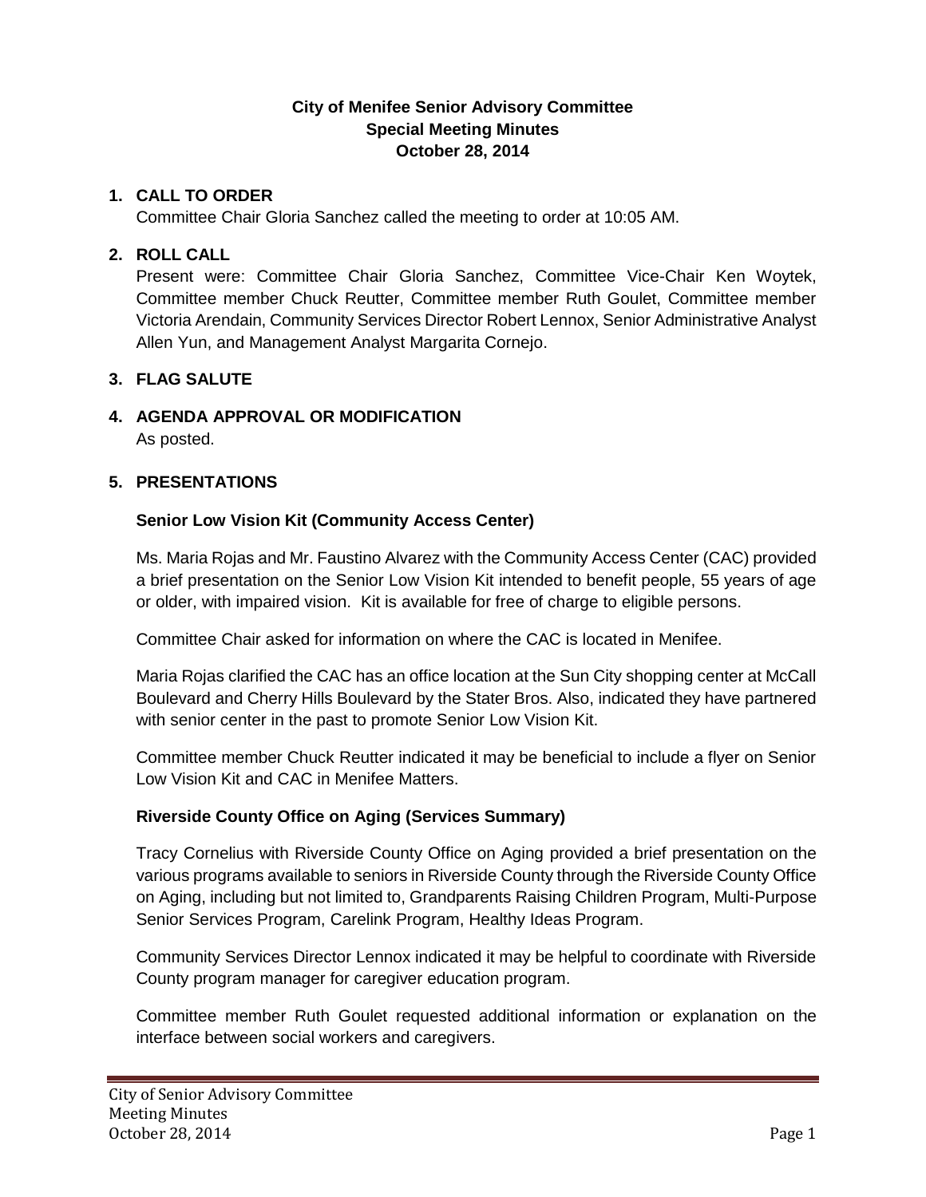**City of Menifee Senior Advisory Committee**
**Special Meeting Minutes**
**October 28, 2014**

1. **CALL TO ORDER**
   Committee Chair Gloria Sanchez called the meeting to order at 10:05 AM.

2. **ROLL CALL**
   Present were: Committee Chair Gloria Sanchez, Committee Vice-Chair Ken Woytek, Committee member Chuck Reutter, Committee member Ruth Goulet, Committee member Victoria Arendain, Community Services Director Robert Lennox, Senior Administrative Analyst Allen Yun, and Management Analyst Margarita Cornejo.

3. **FLAG SALUTE**

4. **AGENDA APPROVAL OR MODIFICATION**
   As posted.

5. **PRESENTATIONS**

   **Senior Low Vision Kit (Community Access Center)**

   Ms. Maria Rojas and Mr. Faustino Alvarez with the Community Access Center (CAC) provided a brief presentation on the Senior Low Vision Kit intended to benefit people, 55 years of age or older, with impaired vision. Kit is available for free of charge to eligible persons.

   Committee Chair asked for information on where the CAC is located in Menifee.

   Maria Rojas clarified the CAC has an office location at the Sun City shopping center at McCall Boulevard and Cherry Hills Boulevard by the Stater Bros. Also, indicated they have partnered with senior center in the past to promote Senior Low Vision Kit.

   Committee member Chuck Reutter indicated it may be beneficial to include a flyer on Senior Low Vision Kit and CAC in Menifee Matters.

   **Riverside County Office on Aging (Services Summary)**

   Tracy Cornelius with Riverside County Office on Aging provided a brief presentation on the various programs available to seniors in Riverside County through the Riverside County Office on Aging, including but not limited to, Grandparents Raising Children Program, Multi-Purpose Senior Services Program, Carelink Program, Healthy Ideas Program.

   Community Services Director Lennox indicated it may be helpful to coordinate with Riverside County program manager for caregiver education program.

   Committee member Ruth Goulet requested additional information or explanation on the interface between social workers and caregivers.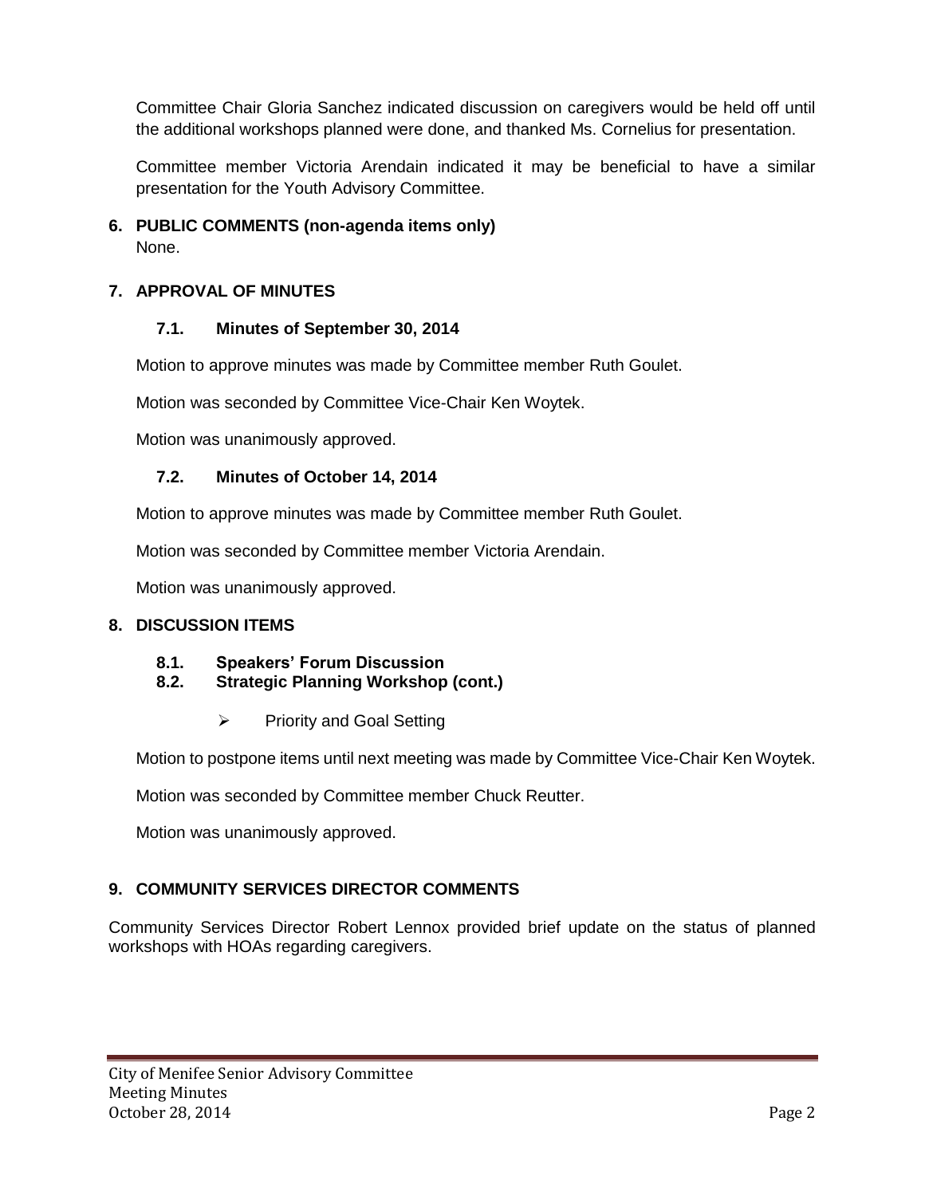Committee Chair Gloria Sanchez indicated discussion on caregivers would be held off until the additional workshops planned were done, and thanked Ms. Cornelius for presentation.

Committee member Victoria Arendain indicated it may be beneficial to have a similar presentation for the Youth Advisory Committee.

## 6. PUBLIC COMMENTS (non-agenda items only)

None.

## 7. APPROVAL OF MINUTES

### 7.1. Minutes of September 30, 2014

Motion to approve minutes was made by Committee member Ruth Goulet.

Motion was seconded by Committee Vice-Chair Ken Woytek.

Motion was unanimously approved.

### 7.2. Minutes of October 14, 2014

Motion to approve minutes was made by Committee member Ruth Goulet.

Motion was seconded by Committee member Victoria Arendain.

Motion was unanimously approved.

## 8. DISCUSSION ITEMS

### 8.1. Speakers' Forum Discussion

### 8.2. Strategic Planning Workshop (cont.)

- Priority and Goal Setting

Motion to postpone items until next meeting was made by Committee Vice-Chair Ken Woytek.

Motion was seconded by Committee member Chuck Reutter.

Motion was unanimously approved.

## 9. COMMUNITY SERVICES DIRECTOR COMMENTS

Community Services Director Robert Lennox provided brief update on the status of planned workshops with HOAs regarding caregivers.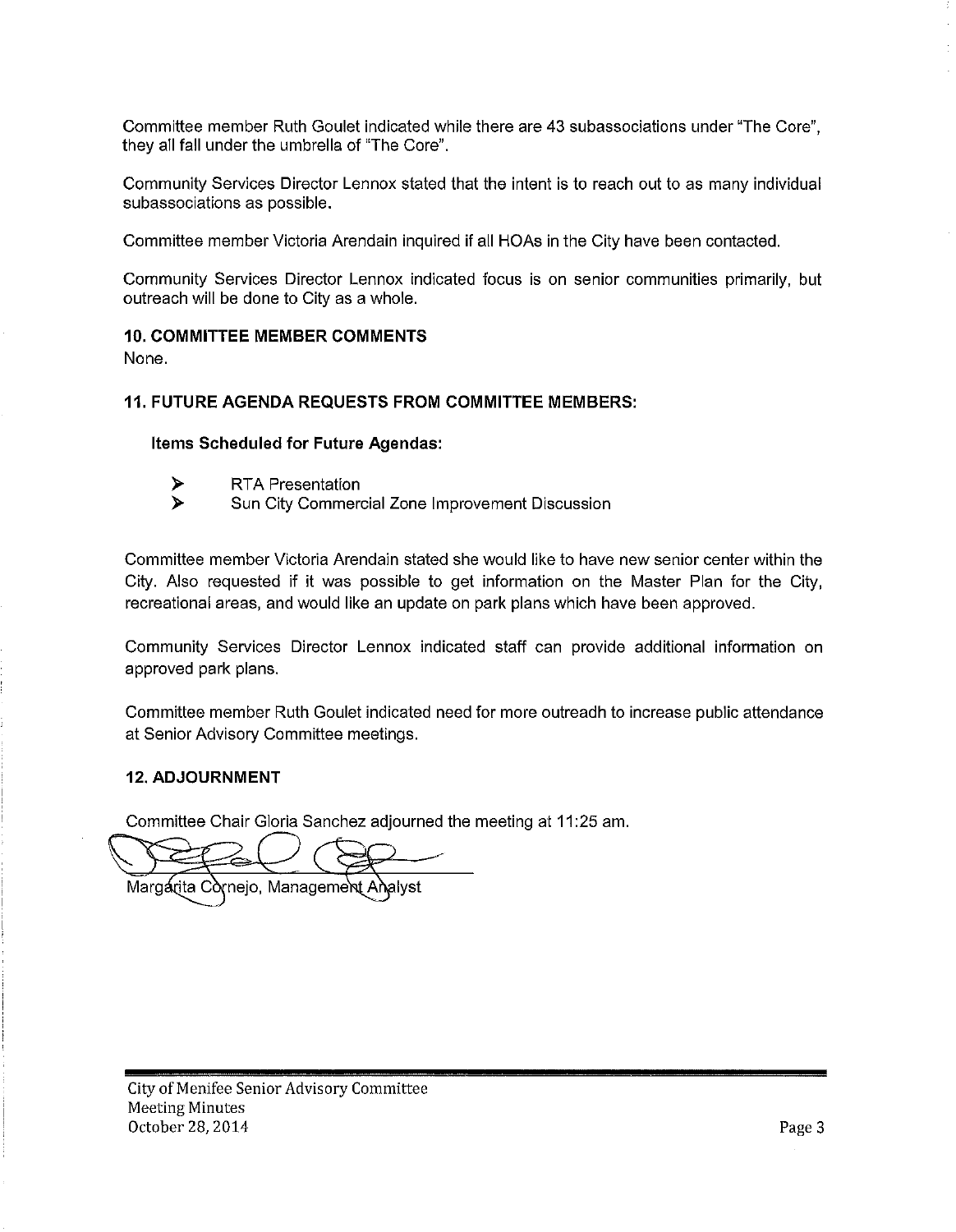Committee member Ruth Goulet indicated while there are 43 subassociations under "The Core", they all fall under the umbrella of "The Core".

Community Services Director Lennox stated that the intent is to reach out to as many individual subassociations as possible.

Committee member Victoria Arendain inquired if all HOAs in the City have been contacted.

Community Services Director Lennox indicated focus is on senior communities primarily, but outreach will be done to City as a whole.

**10. COMMITTEE MEMBER COMMENTS**

None.

**11. FUTURE AGENDA REQUESTS FROM COMMITTEE MEMBERS:**

**Items Scheduled for Future Agendas:**

- RTA Presentation
- Sun City Commercial Zone Improvement Discussion

Committee member Victoria Arendain stated she would like to have new senior center within the City. Also requested if it was possible to get information on the Master Plan for the City, recreational areas, and would like an update on park plans which have been approved.

Community Services Director Lennox indicated staff can provide additional information on approved park plans.

Committee member Ruth Goulet indicated need for more outreadh to increase public attendance at Senior Advisory Committee meetings.

**12. ADJOURNMENT**

Committee Chair Gloria Sanchez adjourned the meeting at 11:25 am.

Margarita Cornejo, Management Analyst

City of Menifee Senior Advisory Committee
Meeting Minutes
October 28, 2014